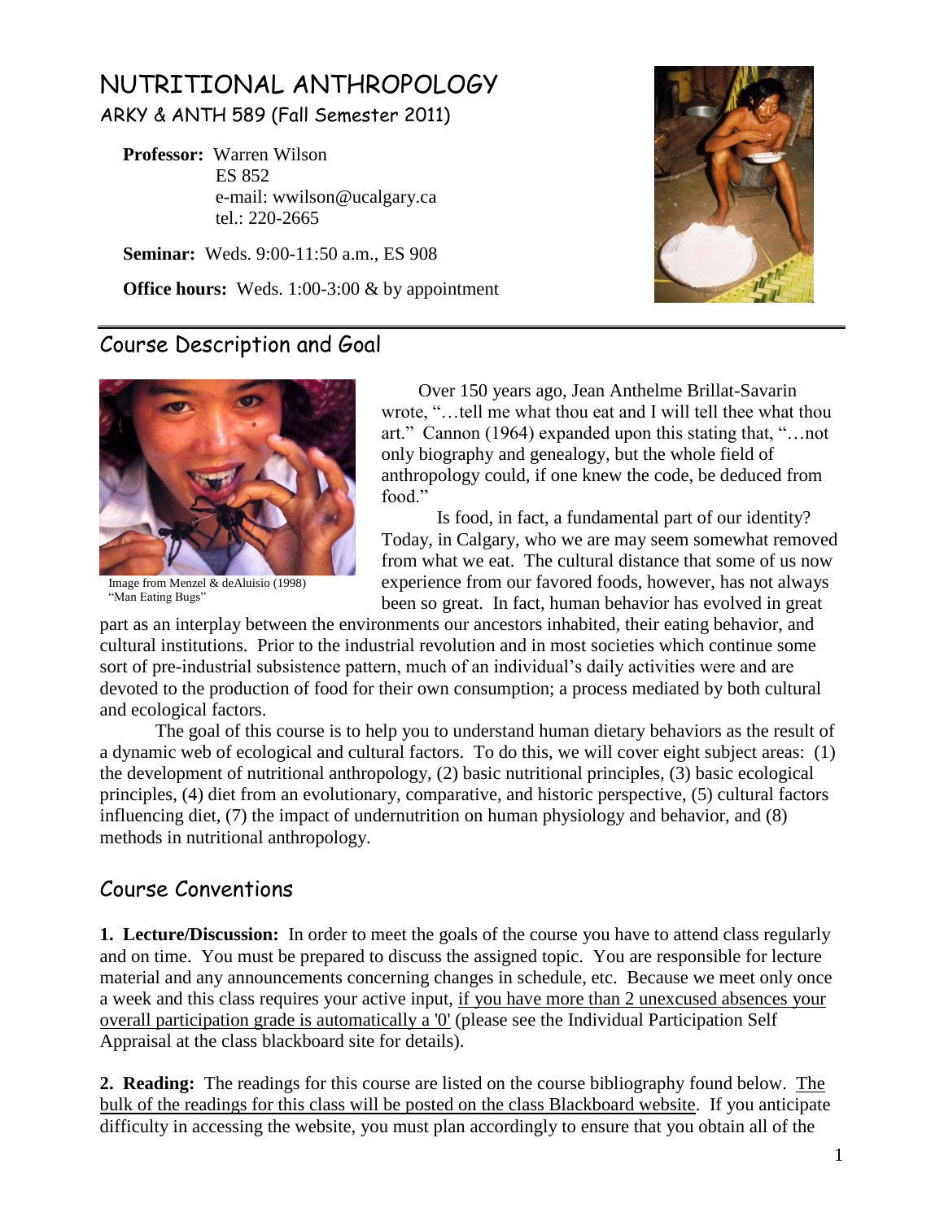# NUTRITIONAL ANTHROPOLOGY

ARKY & ANTH 589 (Fall Semester 2011)

**Professor:** Warren Wilson
ES 852
e-mail: wwilson@ucalgary.ca
tel.: 220-2665

**Seminar:** Weds. 9:00-11:50 a.m., ES 908

**Office hours:** Weds. 1:00-3:00 & by appointment

## Course Description and Goal

Image from Menzel & deAluisio (1998) "Man Eating Bugs"

Over 150 years ago, Jean Anthelme Brillat-Savarin wrote, "…tell me what thou eat and I will tell thee what thou art." Cannon (1964) expanded upon this stating that, "…not only biography and genealogy, but the whole field of anthropology could, if one knew the code, be deduced from food."

Is food, in fact, a fundamental part of our identity? Today, in Calgary, who we are may seem somewhat removed from what we eat. The cultural distance that some of us now experience from our favored foods, however, has not always been so great. In fact, human behavior has evolved in great part as an interplay between the environments our ancestors inhabited, their eating behavior, and cultural institutions. Prior to the industrial revolution and in most societies which continue some sort of pre-industrial subsistence pattern, much of an individual's daily activities were and are devoted to the production of food for their own consumption; a process mediated by both cultural and ecological factors.

The goal of this course is to help you to understand human dietary behaviors as the result of a dynamic web of ecological and cultural factors. To do this, we will cover eight subject areas: (1) the development of nutritional anthropology, (2) basic nutritional principles, (3) basic ecological principles, (4) diet from an evolutionary, comparative, and historic perspective, (5) cultural factors influencing diet, (7) the impact of undernutrition on human physiology and behavior, and (8) methods in nutritional anthropology.

## Course Conventions

**1. Lecture/Discussion:** In order to meet the goals of the course you have to attend class regularly and on time. You must be prepared to discuss the assigned topic. You are responsible for lecture material and any announcements concerning changes in schedule, etc. Because we meet only once a week and this class requires your active input, if you have more than 2 unexcused absences your overall participation grade is automatically a '0' (please see the Individual Participation Self Appraisal at the class blackboard site for details).

**2. Reading:** The readings for this course are listed on the course bibliography found below. The bulk of the readings for this class will be posted on the class Blackboard website. If you anticipate difficulty in accessing the website, you must plan accordingly to ensure that you obtain all of the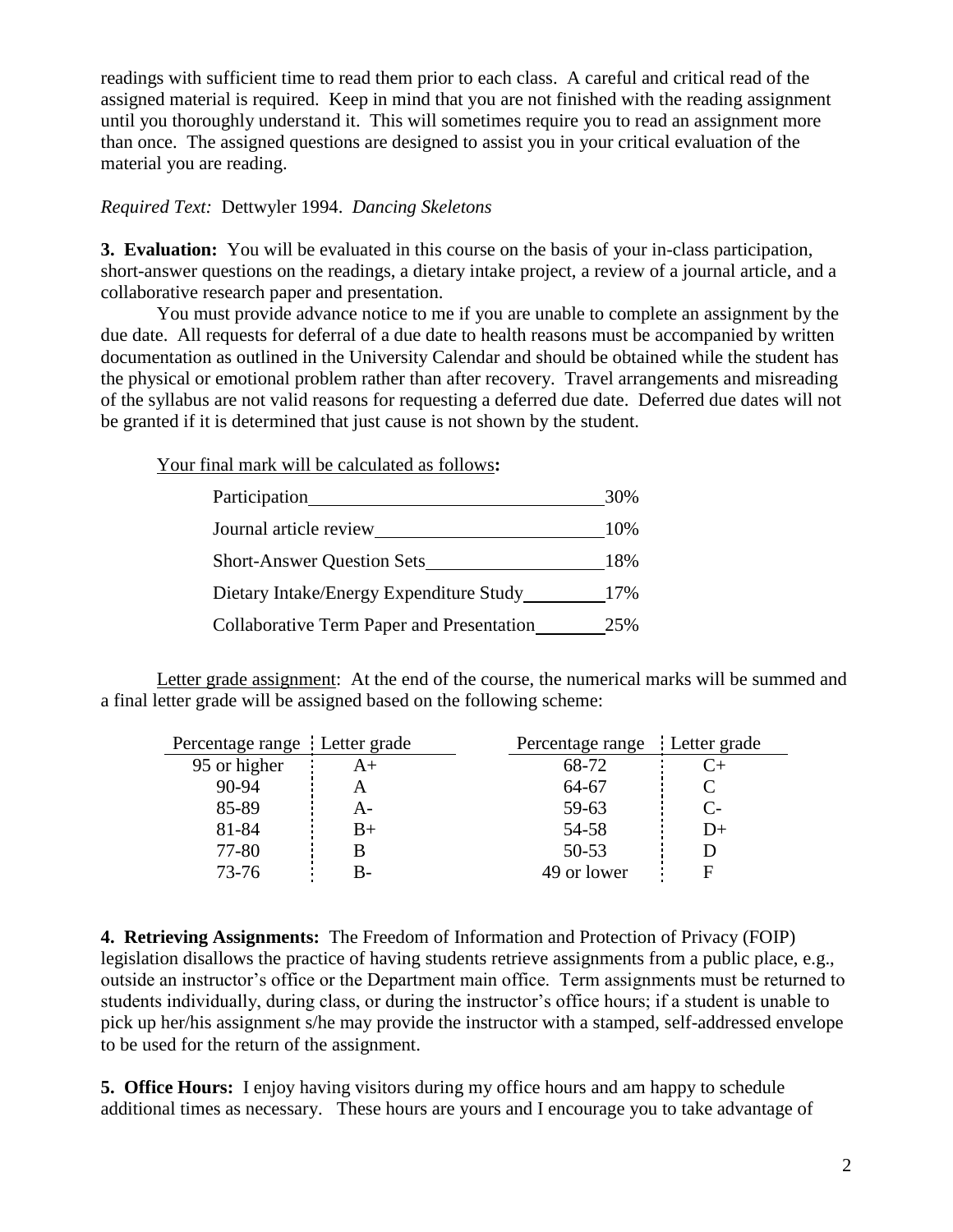readings with sufficient time to read them prior to each class. A careful and critical read of the assigned material is required. Keep in mind that you are not finished with the reading assignment until you thoroughly understand it. This will sometimes require you to read an assignment more than once. The assigned questions are designed to assist you in your critical evaluation of the material you are reading.

*Required Text:* Dettwyler 1994. *Dancing Skeletons*

**3. Evaluation:** You will be evaluated in this course on the basis of your in-class participation, short-answer questions on the readings, a dietary intake project, a review of a journal article, and a collaborative research paper and presentation.

You must provide advance notice to me if you are unable to complete an assignment by the due date. All requests for deferral of a due date to health reasons must be accompanied by written documentation as outlined in the University Calendar and should be obtained while the student has the physical or emotional problem rather than after recovery. Travel arrangements and misreading of the syllabus are not valid reasons for requesting a deferred due date. Deferred due dates will not be granted if it is determined that just cause is not shown by the student.

Your final mark will be calculated as follows**:**

| Component | Weight |
|---|---|
| Participation | 30% |
| Journal article review | 10% |
| Short-Answer Question Sets | 18% |
| Dietary Intake/Energy Expenditure Study | 17% |
| Collaborative Term Paper and Presentation | 25% |

Letter grade assignment: At the end of the course, the numerical marks will be summed and a final letter grade will be assigned based on the following scheme:

| Percentage range | Letter grade | Percentage range | Letter grade |
|---|---|---|---|
| 95 or higher | A+ | 68-72 | C+ |
| 90-94 | A | 64-67 | C |
| 85-89 | A- | 59-63 | C- |
| 81-84 | B+ | 54-58 | D+ |
| 77-80 | B | 50-53 | D |
| 73-76 | B- | 49 or lower | F |

**4. Retrieving Assignments:** The Freedom of Information and Protection of Privacy (FOIP) legislation disallows the practice of having students retrieve assignments from a public place, e.g., outside an instructor's office or the Department main office. Term assignments must be returned to students individually, during class, or during the instructor's office hours; if a student is unable to pick up her/his assignment s/he may provide the instructor with a stamped, self-addressed envelope to be used for the return of the assignment.

**5. Office Hours:** I enjoy having visitors during my office hours and am happy to schedule additional times as necessary. These hours are yours and I encourage you to take advantage of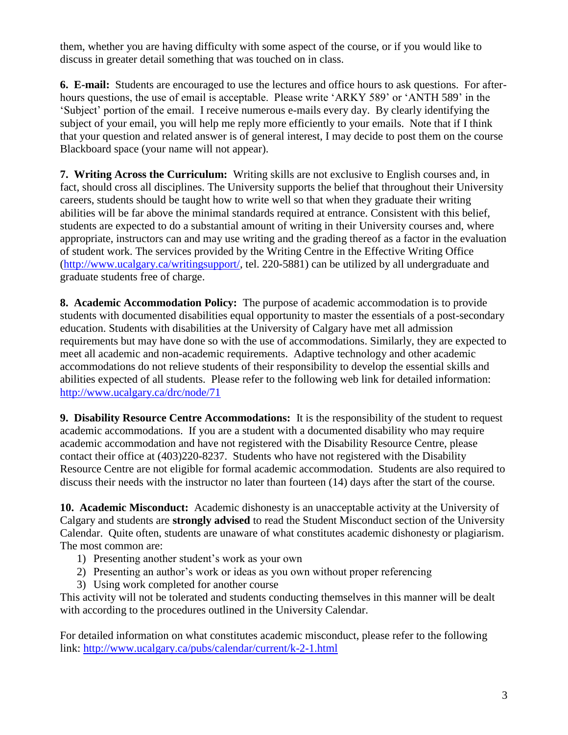them, whether you are having difficulty with some aspect of the course, or if you would like to discuss in greater detail something that was touched on in class.

**6. E-mail:** Students are encouraged to use the lectures and office hours to ask questions. For after-hours questions, the use of email is acceptable. Please write 'ARKY 589' or 'ANTH 589' in the 'Subject' portion of the email. I receive numerous e-mails every day. By clearly identifying the subject of your email, you will help me reply more efficiently to your emails. Note that if I think that your question and related answer is of general interest, I may decide to post them on the course Blackboard space (your name will not appear).

**7. Writing Across the Curriculum:** Writing skills are not exclusive to English courses and, in fact, should cross all disciplines. The University supports the belief that throughout their University careers, students should be taught how to write well so that when they graduate their writing abilities will be far above the minimal standards required at entrance. Consistent with this belief, students are expected to do a substantial amount of writing in their University courses and, where appropriate, instructors can and may use writing and the grading thereof as a factor in the evaluation of student work. The services provided by the Writing Centre in the Effective Writing Office (http://www.ucalgary.ca/writingsupport/, tel. 220-5881) can be utilized by all undergraduate and graduate students free of charge.

**8. Academic Accommodation Policy:** The purpose of academic accommodation is to provide students with documented disabilities equal opportunity to master the essentials of a post-secondary education. Students with disabilities at the University of Calgary have met all admission requirements but may have done so with the use of accommodations. Similarly, they are expected to meet all academic and non-academic requirements. Adaptive technology and other academic accommodations do not relieve students of their responsibility to develop the essential skills and abilities expected of all students. Please refer to the following web link for detailed information: http://www.ucalgary.ca/drc/node/71

**9. Disability Resource Centre Accommodations:** It is the responsibility of the student to request academic accommodations. If you are a student with a documented disability who may require academic accommodation and have not registered with the Disability Resource Centre, please contact their office at (403)220-8237. Students who have not registered with the Disability Resource Centre are not eligible for formal academic accommodation. Students are also required to discuss their needs with the instructor no later than fourteen (14) days after the start of the course.

**10. Academic Misconduct:** Academic dishonesty is an unacceptable activity at the University of Calgary and students are **strongly advised** to read the Student Misconduct section of the University Calendar. Quite often, students are unaware of what constitutes academic dishonesty or plagiarism. The most common are:

1) Presenting another student's work as your own
2) Presenting an author's work or ideas as you own without proper referencing
3) Using work completed for another course

This activity will not be tolerated and students conducting themselves in this manner will be dealt with according to the procedures outlined in the University Calendar.

For detailed information on what constitutes academic misconduct, please refer to the following link: http://www.ucalgary.ca/pubs/calendar/current/k-2-1.html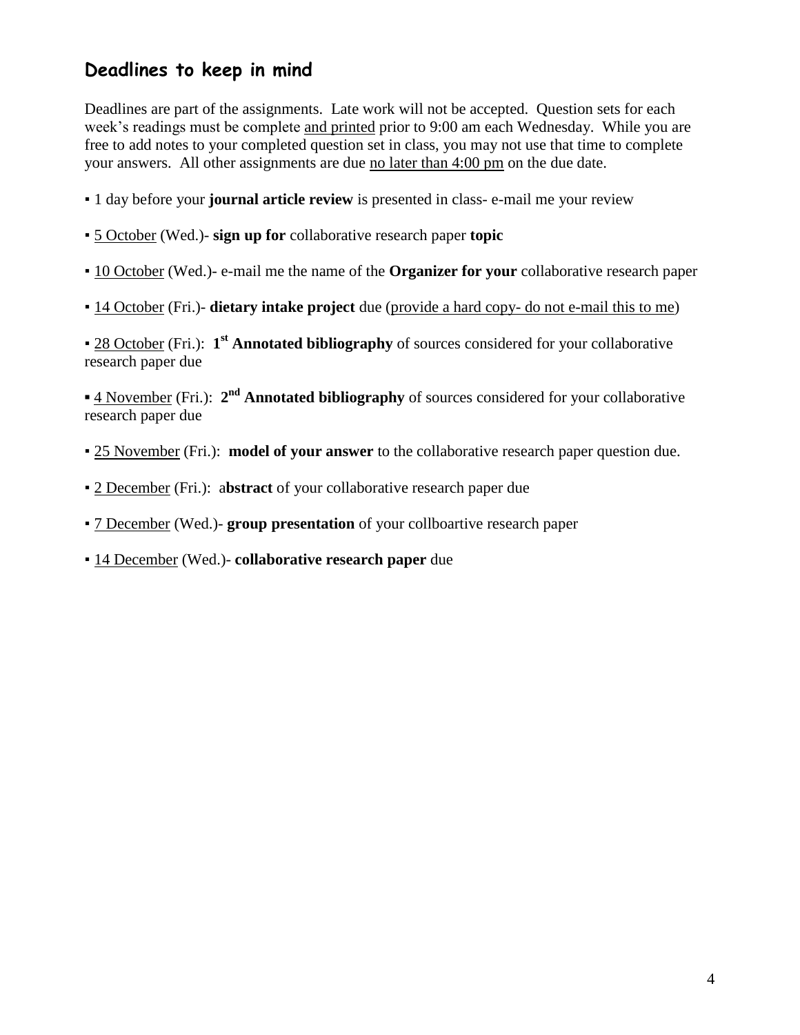## Deadlines to keep in mind

Deadlines are part of the assignments. Late work will not be accepted. Question sets for each week's readings must be complete <u>and printed</u> prior to 9:00 am each Wednesday. While you are free to add notes to your completed question set in class, you may not use that time to complete your answers. All other assignments are due <u>no later than 4:00 pm</u> on the due date.

▪ 1 day before your **journal article review** is presented in class- e-mail me your review

▪ <u>5 October</u> (Wed.)- **sign up for** collaborative research paper **topic**

▪ <u>10 October</u> (Wed.)- e-mail me the name of the **Organizer for your** collaborative research paper

▪ <u>14 October</u> (Fri.)- **dietary intake project** due (<u>provide a hard copy- do not e-mail this to me</u>)

▪ <u>28 October</u> (Fri.): **1st Annotated bibliography** of sources considered for your collaborative research paper due

▪ <u>4 November</u> (Fri.): **2nd Annotated bibliography** of sources considered for your collaborative research paper due

▪ <u>25 November</u> (Fri.): **model of your answer** to the collaborative research paper question due.

▪ <u>2 December</u> (Fri.): a**bstract** of your collaborative research paper due

▪ <u>7 December</u> (Wed.)- **group presentation** of your collboartive research paper

▪ <u>14 December</u> (Wed.)- **collaborative research paper** due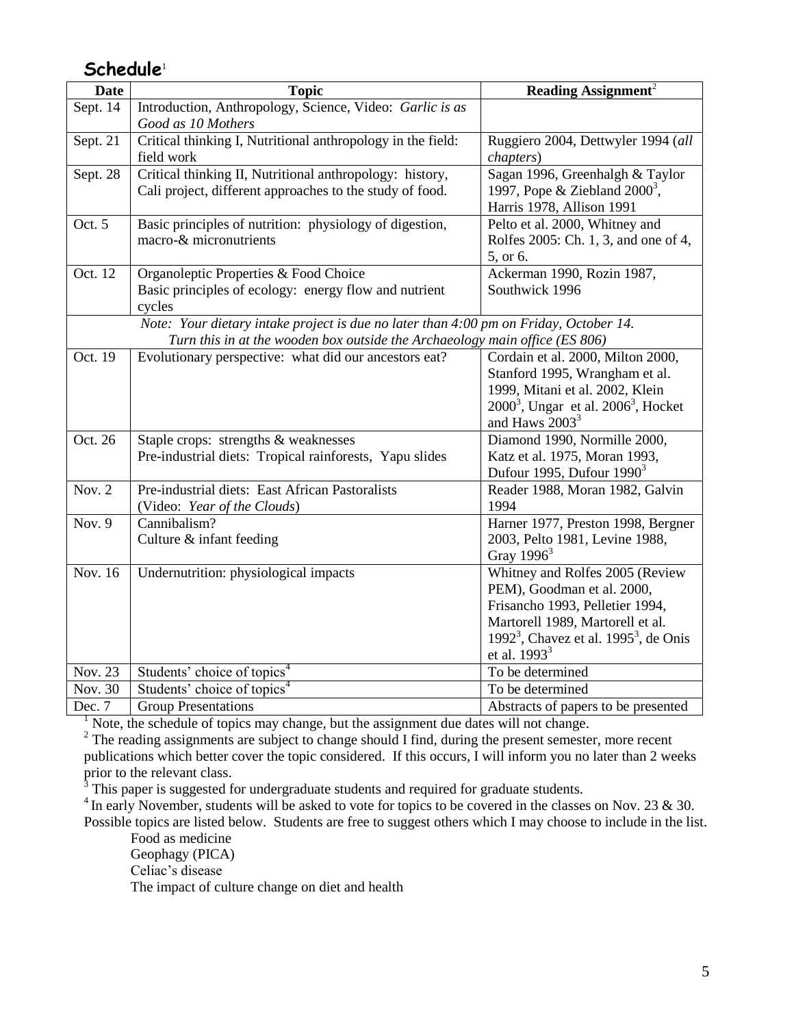## Schedule[1]

| Date | Topic | Reading Assignment[2] |
|---|---|---|
| Sept. 14 | Introduction, Anthropology, Science, Video: *Garlic is as Good as 10 Mothers* | |
| Sept. 21 | Critical thinking I, Nutritional anthropology in the field: field work | Ruggiero 2004, Dettwyler 1994 (*all chapters*) |
| Sept. 28 | Critical thinking II, Nutritional anthropology: history, Cali project, different approaches to the study of food. | Sagan 1996, Greenhalgh & Taylor 1997, Pope & Ziebland 2000[3], Harris 1978, Allison 1991 |
| Oct. 5 | Basic principles of nutrition: physiology of digestion, macro-& micronutrients | Pelto et al. 2000, Whitney and Rolfes 2005: Ch. 1, 3, and one of 4, 5, or 6. |
| Oct. 12 | Organoleptic Properties & Food Choice<br>Basic principles of ecology: energy flow and nutrient cycles | Ackerman 1990, Rozin 1987, Southwick 1996 |
| | *Note: Your dietary intake project is due no later than 4:00 pm on Friday, October 14. Turn this in at the wooden box outside the Archaeology main office (ES 806)* | |
| Oct. 19 | Evolutionary perspective: what did our ancestors eat? | Cordain et al. 2000, Milton 2000, Stanford 1995, Wrangham et al. 1999, Mitani et al. 2002, Klein 2000[3], Ungar et al. 2006[3], Hocket and Haws 2003[3] |
| Oct. 26 | Staple crops: strengths & weaknesses<br>Pre-industrial diets: Tropical rainforests, Yapu slides | Diamond 1990, Normille 2000, Katz et al. 1975, Moran 1993, Dufour 1995, Dufour 1990[3] |
| Nov. 2 | Pre-industrial diets: East African Pastoralists (Video: *Year of the Clouds*) | Reader 1988, Moran 1982, Galvin 1994 |
| Nov. 9 | Cannibalism?<br>Culture & infant feeding | Harner 1977, Preston 1998, Bergner 2003, Pelto 1981, Levine 1988, Gray 1996[3] |
| Nov. 16 | Undernutrition: physiological impacts | Whitney and Rolfes 2005 (Review PEM), Goodman et al. 2000, Frisancho 1993, Pelletier 1994, Martorell 1989, Martorell et al. 1992[3], Chavez et al. 1995[3], de Onis et al. 1993[3] |
| Nov. 23 | Students' choice of topics[4] | To be determined |
| Nov. 30 | Students' choice of topics[4] | To be determined |
| Dec. 7 | Group Presentations | Abstracts of papers to be presented |

[1] Note, the schedule of topics may change, but the assignment due dates will not change.

[2] The reading assignments are subject to change should I find, during the present semester, more recent publications which better cover the topic considered. If this occurs, I will inform you no later than 2 weeks prior to the relevant class.

[3] This paper is suggested for undergraduate students and required for graduate students.

[4] In early November, students will be asked to vote for topics to be covered in the classes on Nov. 23 & 30. Possible topics are listed below. Students are free to suggest others which I may choose to include in the list.

Food as medicine
Geophagy (PICA)
Celiac's disease
The impact of culture change on diet and health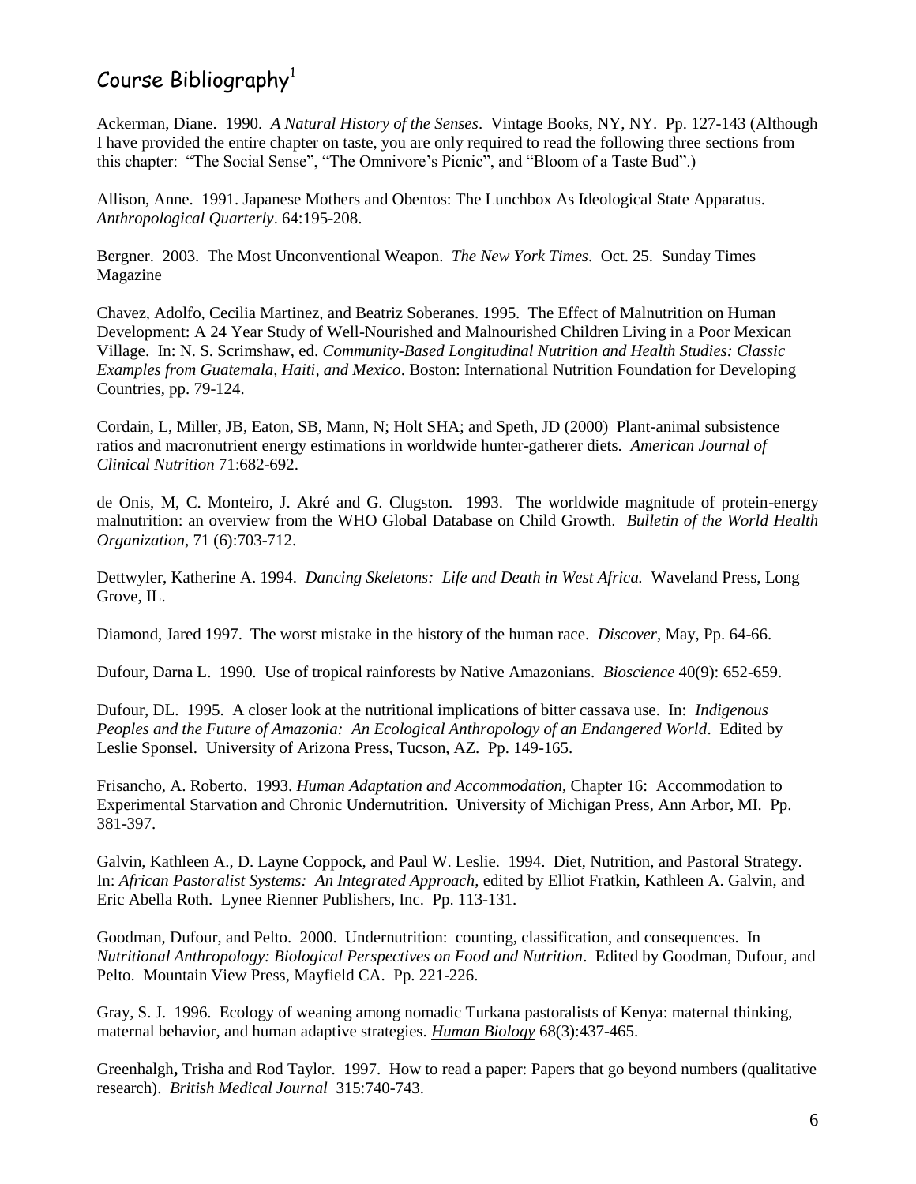# Course Bibliography[1]

Ackerman, Diane. 1990. *A Natural History of the Senses*. Vintage Books, NY, NY. Pp. 127-143 (Although I have provided the entire chapter on taste, you are only required to read the following three sections from this chapter: "The Social Sense", "The Omnivore's Picnic", and "Bloom of a Taste Bud".)

Allison, Anne. 1991. Japanese Mothers and Obentos: The Lunchbox As Ideological State Apparatus. *Anthropological Quarterly*. 64:195-208.

Bergner. 2003. The Most Unconventional Weapon. *The New York Times*. Oct. 25. Sunday Times Magazine

Chavez, Adolfo, Cecilia Martinez, and Beatriz Soberanes. 1995. The Effect of Malnutrition on Human Development: A 24 Year Study of Well-Nourished and Malnourished Children Living in a Poor Mexican Village. In: N. S. Scrimshaw, ed. *Community-Based Longitudinal Nutrition and Health Studies: Classic Examples from Guatemala, Haiti, and Mexico*. Boston: International Nutrition Foundation for Developing Countries, pp. 79-124.

Cordain, L, Miller, JB, Eaton, SB, Mann, N; Holt SHA; and Speth, JD (2000) Plant-animal subsistence ratios and macronutrient energy estimations in worldwide hunter-gatherer diets. *American Journal of Clinical Nutrition* 71:682-692.

de Onis, M, C. Monteiro, J. Akré and G. Clugston. 1993. The worldwide magnitude of protein-energy malnutrition: an overview from the WHO Global Database on Child Growth. *Bulletin of the World Health Organization*, 71 (6):703-712.

Dettwyler, Katherine A. 1994. *Dancing Skeletons: Life and Death in West Africa.* Waveland Press, Long Grove, IL.

Diamond, Jared 1997. The worst mistake in the history of the human race. *Discover*, May, Pp. 64-66.

Dufour, Darna L. 1990. Use of tropical rainforests by Native Amazonians. *Bioscience* 40(9): 652-659.

Dufour, DL. 1995. A closer look at the nutritional implications of bitter cassava use. In: *Indigenous Peoples and the Future of Amazonia: An Ecological Anthropology of an Endangered World*. Edited by Leslie Sponsel. University of Arizona Press, Tucson, AZ. Pp. 149-165.

Frisancho, A. Roberto. 1993. *Human Adaptation and Accommodation*, Chapter 16: Accommodation to Experimental Starvation and Chronic Undernutrition. University of Michigan Press, Ann Arbor, MI. Pp. 381-397.

Galvin, Kathleen A., D. Layne Coppock, and Paul W. Leslie. 1994. Diet, Nutrition, and Pastoral Strategy. In: *African Pastoralist Systems: An Integrated Approach*, edited by Elliot Fratkin, Kathleen A. Galvin, and Eric Abella Roth. Lynee Rienner Publishers, Inc. Pp. 113-131.

Goodman, Dufour, and Pelto. 2000. Undernutrition: counting, classification, and consequences. In *Nutritional Anthropology: Biological Perspectives on Food and Nutrition*. Edited by Goodman, Dufour, and Pelto. Mountain View Press, Mayfield CA. Pp. 221-226.

Gray, S. J. 1996. Ecology of weaning among nomadic Turkana pastoralists of Kenya: maternal thinking, maternal behavior, and human adaptive strategies. *Human Biology* 68(3):437-465.

Greenhalgh**,** Trisha and Rod Taylor. 1997. How to read a paper: Papers that go beyond numbers (qualitative research). *British Medical Journal* 315:740-743.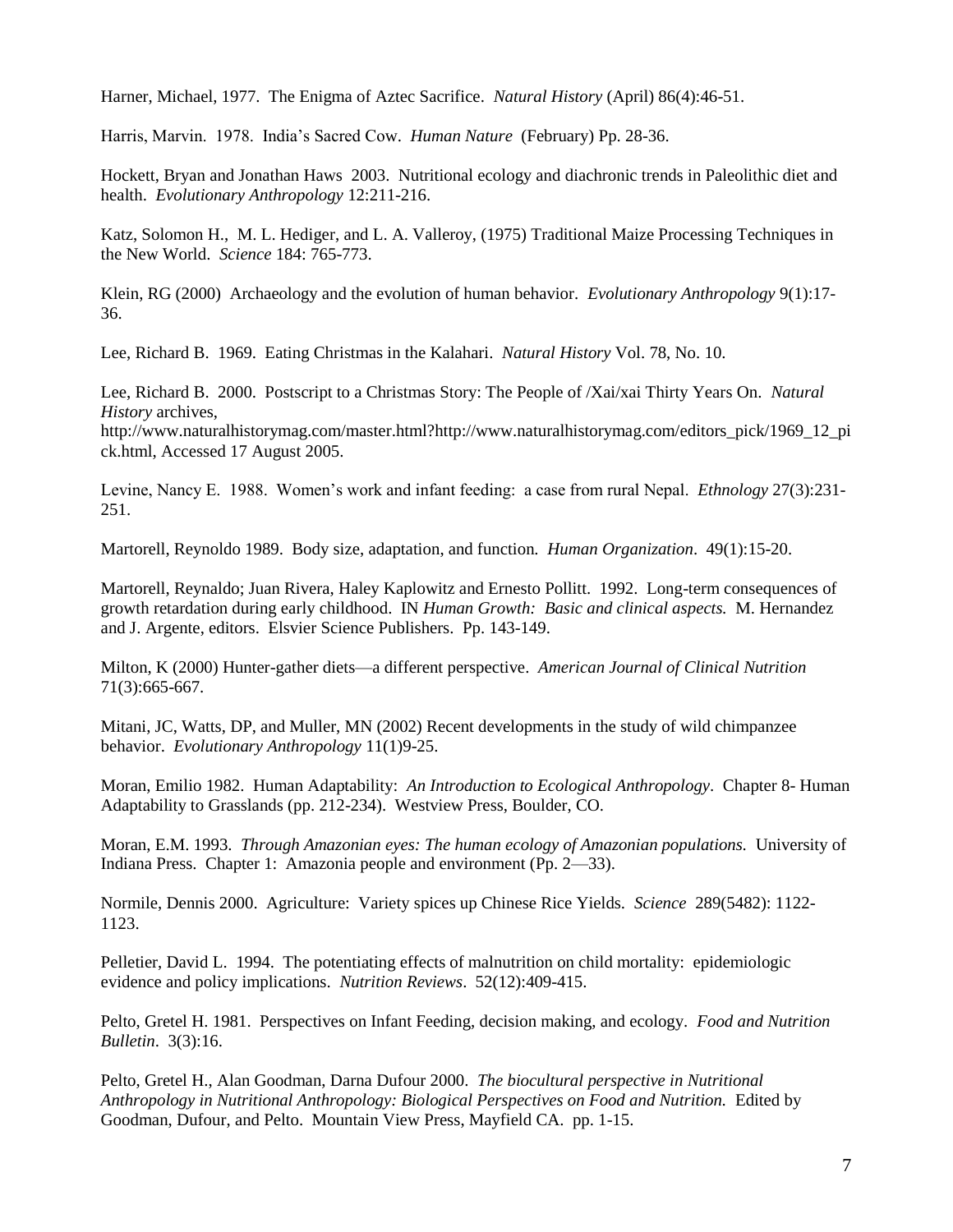Harner, Michael, 1977. The Enigma of Aztec Sacrifice. *Natural History* (April) 86(4):46-51.

Harris, Marvin. 1978. India's Sacred Cow. *Human Nature* (February) Pp. 28-36.

Hockett, Bryan and Jonathan Haws 2003. Nutritional ecology and diachronic trends in Paleolithic diet and health. *Evolutionary Anthropology* 12:211-216.

Katz, Solomon H., M. L. Hediger, and L. A. Valleroy, (1975) Traditional Maize Processing Techniques in the New World. *Science* 184: 765-773.

Klein, RG (2000) Archaeology and the evolution of human behavior. *Evolutionary Anthropology* 9(1):17-36.

Lee, Richard B. 1969. Eating Christmas in the Kalahari. *Natural History* Vol. 78, No. 10.

Lee, Richard B. 2000. Postscript to a Christmas Story: The People of /Xai/xai Thirty Years On. *Natural History* archives, http://www.naturalhistorymag.com/master.html?http://www.naturalhistorymag.com/editors_pick/1969_12_pick.html, Accessed 17 August 2005.

Levine, Nancy E. 1988. Women's work and infant feeding: a case from rural Nepal. *Ethnology* 27(3):231-251.

Martorell, Reynoldo 1989. Body size, adaptation, and function. *Human Organization*. 49(1):15-20.

Martorell, Reynaldo; Juan Rivera, Haley Kaplowitz and Ernesto Pollitt. 1992. Long-term consequences of growth retardation during early childhood. IN *Human Growth: Basic and clinical aspects.* M. Hernandez and J. Argente, editors. Elsvier Science Publishers. Pp. 143-149.

Milton, K (2000) Hunter-gather diets—a different perspective. *American Journal of Clinical Nutrition* 71(3):665-667.

Mitani, JC, Watts, DP, and Muller, MN (2002) Recent developments in the study of wild chimpanzee behavior. *Evolutionary Anthropology* 11(1)9-25.

Moran, Emilio 1982. Human Adaptability: *An Introduction to Ecological Anthropology*. Chapter 8- Human Adaptability to Grasslands (pp. 212-234). Westview Press, Boulder, CO.

Moran, E.M. 1993. *Through Amazonian eyes: The human ecology of Amazonian populations.* University of Indiana Press. Chapter 1: Amazonia people and environment (Pp. 2—33).

Normile, Dennis 2000. Agriculture: Variety spices up Chinese Rice Yields. *Science* 289(5482): 1122-1123.

Pelletier, David L. 1994. The potentiating effects of malnutrition on child mortality: epidemiologic evidence and policy implications. *Nutrition Reviews*. 52(12):409-415.

Pelto, Gretel H. 1981. Perspectives on Infant Feeding, decision making, and ecology. *Food and Nutrition Bulletin*. 3(3):16.

Pelto, Gretel H., Alan Goodman, Darna Dufour 2000. *The biocultural perspective in Nutritional Anthropology in Nutritional Anthropology: Biological Perspectives on Food and Nutrition.* Edited by Goodman, Dufour, and Pelto. Mountain View Press, Mayfield CA. pp. 1-15.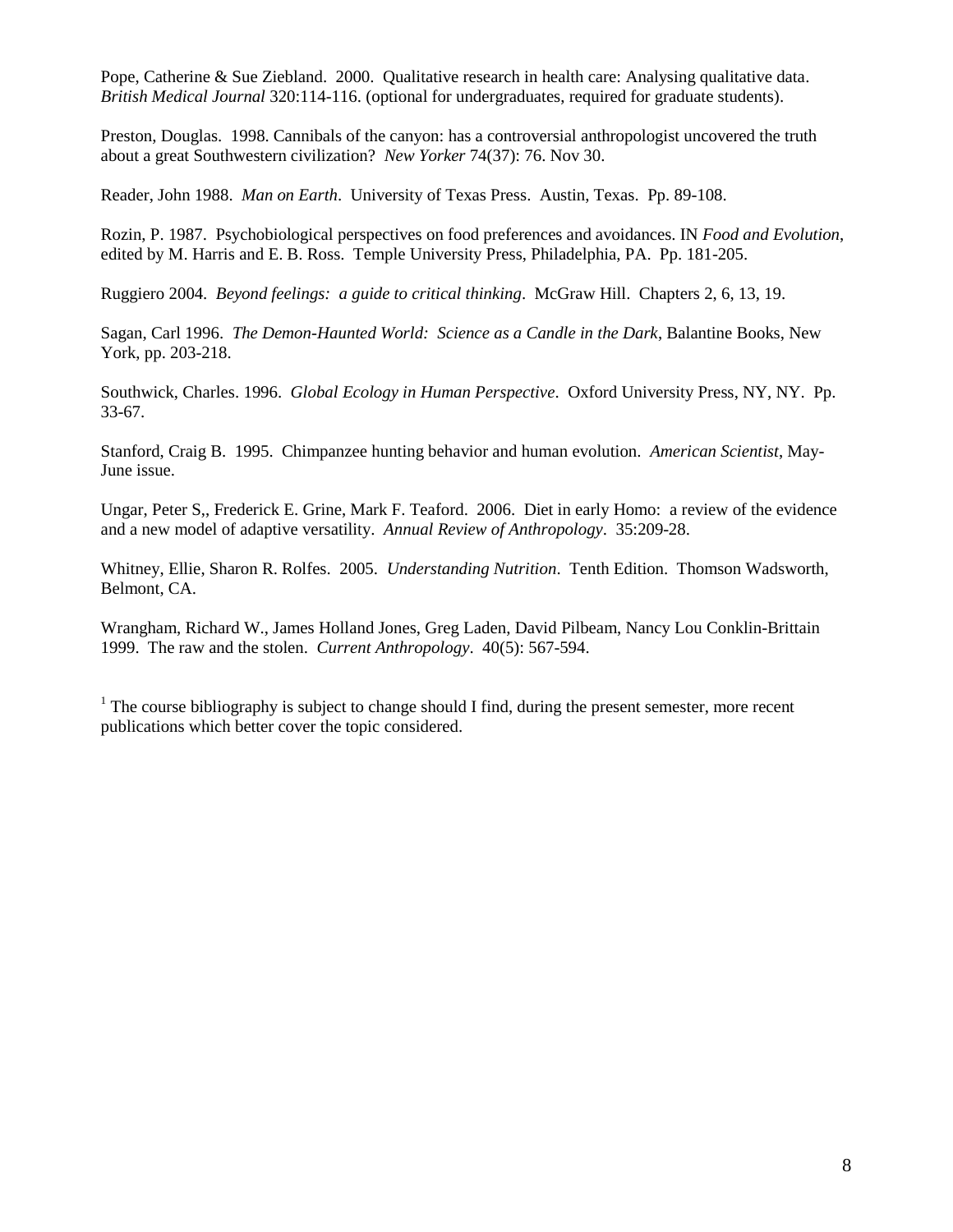Pope, Catherine & Sue Ziebland. 2000. Qualitative research in health care: Analysing qualitative data. *British Medical Journal* 320:114-116. (optional for undergraduates, required for graduate students).

Preston, Douglas. 1998. Cannibals of the canyon: has a controversial anthropologist uncovered the truth about a great Southwestern civilization? *New Yorker* 74(37): 76. Nov 30.

Reader, John 1988. *Man on Earth*. University of Texas Press. Austin, Texas. Pp. 89-108.

Rozin, P. 1987. Psychobiological perspectives on food preferences and avoidances. IN *Food and Evolution*, edited by M. Harris and E. B. Ross. Temple University Press, Philadelphia, PA. Pp. 181-205.

Ruggiero 2004. *Beyond feelings: a guide to critical thinking*. McGraw Hill. Chapters 2, 6, 13, 19.

Sagan, Carl 1996. *The Demon-Haunted World: Science as a Candle in the Dark*, Balantine Books, New York, pp. 203-218.

Southwick, Charles. 1996. *Global Ecology in Human Perspective*. Oxford University Press, NY, NY. Pp. 33-67.

Stanford, Craig B. 1995. Chimpanzee hunting behavior and human evolution. *American Scientist*, May-June issue.

Ungar, Peter S,, Frederick E. Grine, Mark F. Teaford. 2006. Diet in early Homo: a review of the evidence and a new model of adaptive versatility. *Annual Review of Anthropology*. 35:209-28.

Whitney, Ellie, Sharon R. Rolfes. 2005. *Understanding Nutrition*. Tenth Edition. Thomson Wadsworth, Belmont, CA.

Wrangham, Richard W., James Holland Jones, Greg Laden, David Pilbeam, Nancy Lou Conklin-Brittain 1999. The raw and the stolen. *Current Anthropology*. 40(5): 567-594.

[1] The course bibliography is subject to change should I find, during the present semester, more recent publications which better cover the topic considered.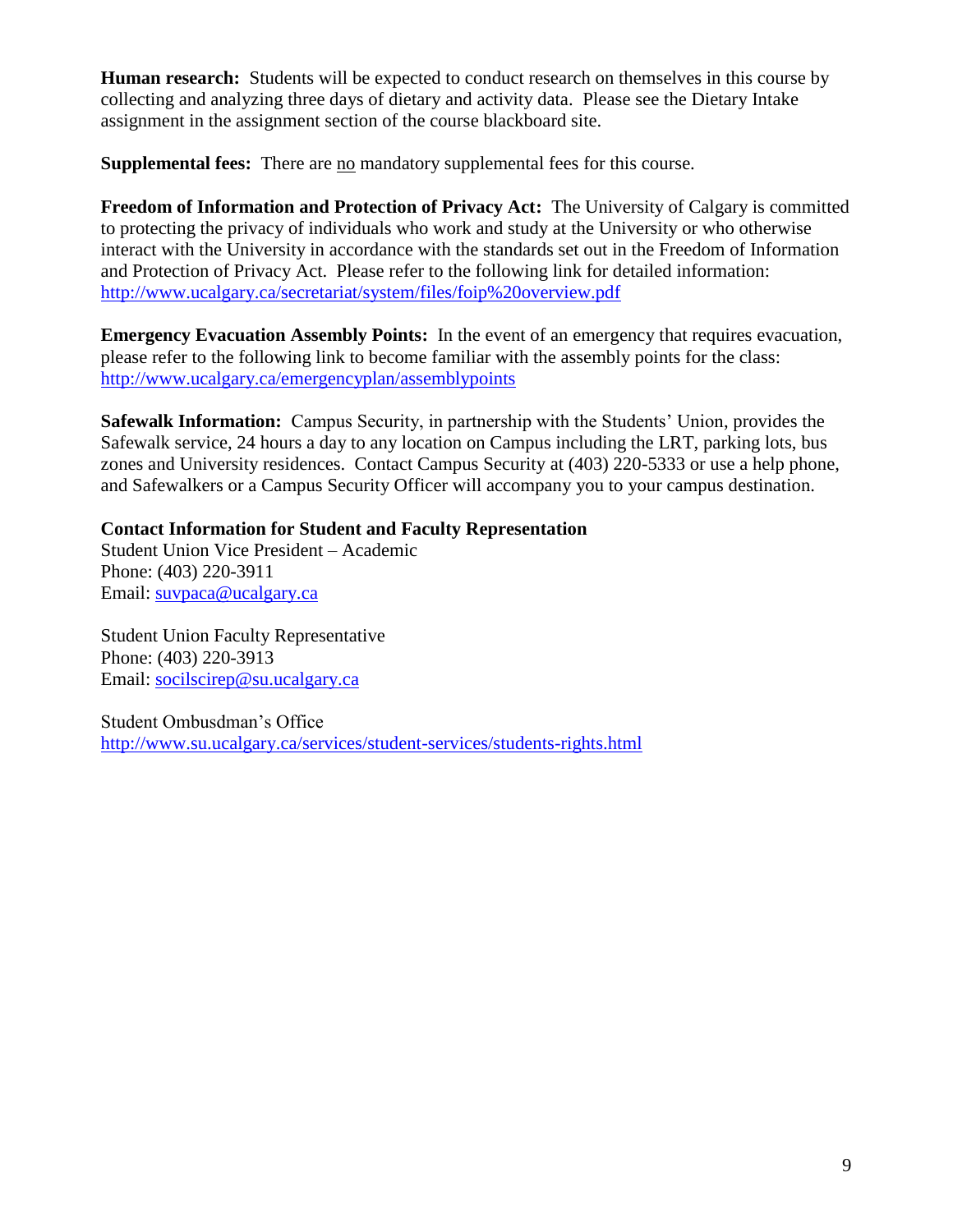**Human research:** Students will be expected to conduct research on themselves in this course by collecting and analyzing three days of dietary and activity data. Please see the Dietary Intake assignment in the assignment section of the course blackboard site.

**Supplemental fees:** There are <u>no</u> mandatory supplemental fees for this course.

**Freedom of Information and Protection of Privacy Act:** The University of Calgary is committed to protecting the privacy of individuals who work and study at the University or who otherwise interact with the University in accordance with the standards set out in the Freedom of Information and Protection of Privacy Act. Please refer to the following link for detailed information: http://www.ucalgary.ca/secretariat/system/files/foip%20overview.pdf

**Emergency Evacuation Assembly Points:** In the event of an emergency that requires evacuation, please refer to the following link to become familiar with the assembly points for the class: http://www.ucalgary.ca/emergencyplan/assemblypoints

**Safewalk Information:** Campus Security, in partnership with the Students' Union, provides the Safewalk service, 24 hours a day to any location on Campus including the LRT, parking lots, bus zones and University residences. Contact Campus Security at (403) 220-5333 or use a help phone, and Safewalkers or a Campus Security Officer will accompany you to your campus destination.

**Contact Information for Student and Faculty Representation**

Student Union Vice President – Academic
Phone: (403) 220-3911
Email: suvpaca@ucalgary.ca

Student Union Faculty Representative
Phone: (403) 220-3913
Email: socilscirep@su.ucalgary.ca

Student Ombusdman's Office
http://www.su.ucalgary.ca/services/student-services/students-rights.html